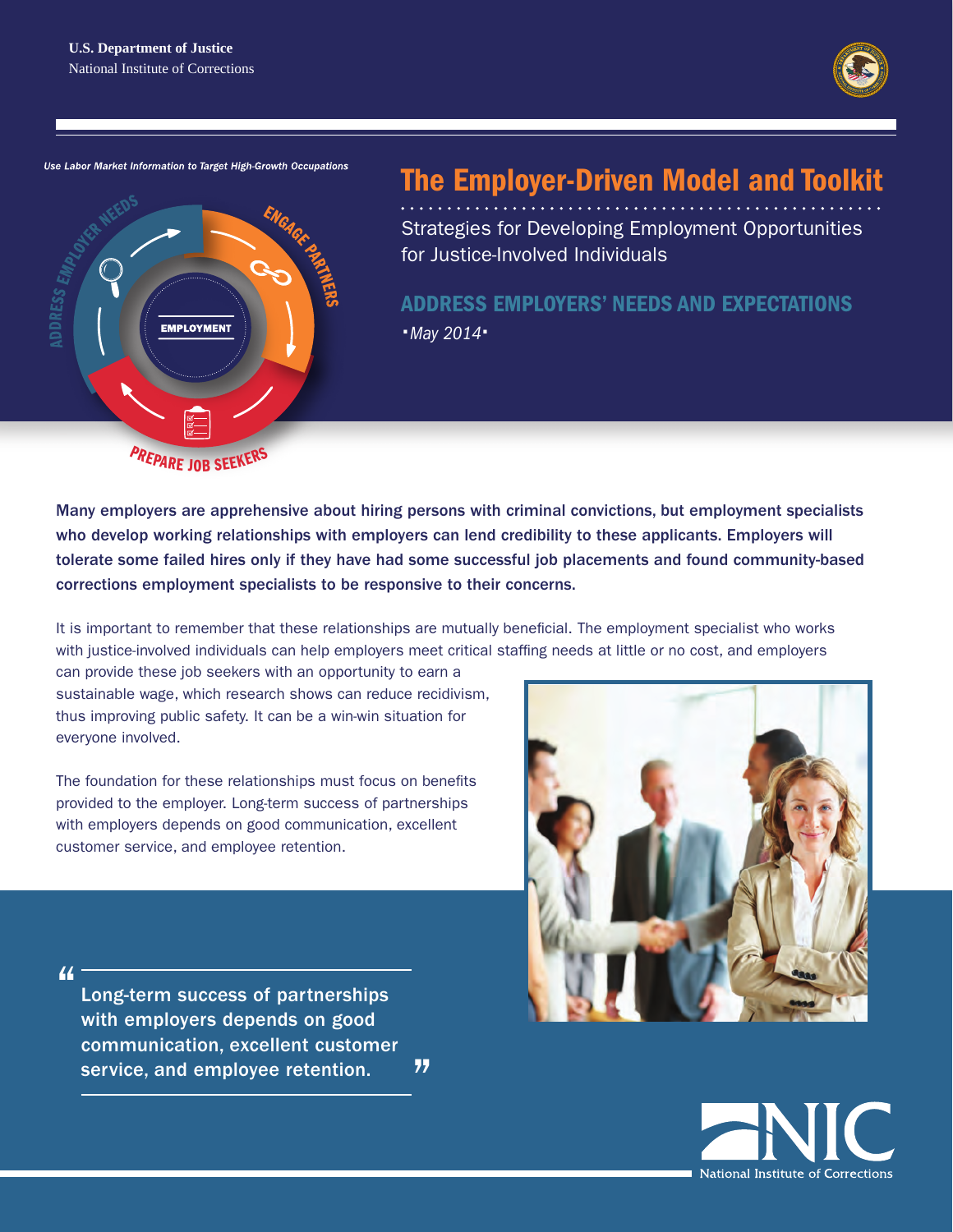U.S. Department of Justice
National Institute of Corrections

*Use Labor Market Information to Target High-Growth Occupations*

ADDRESS EMPLOYER NEEDS
ENGAGE PARTNERS
EMPLOYMENT
PREPARE JOB SEEKERS

# The Employer-Driven Model and Toolkit

Strategies for Developing Employment Opportunities for Justice-Involved Individuals

## ADDRESS EMPLOYERS' NEEDS AND EXPECTATIONS

*May 2014*

**Many employers are apprehensive about hiring persons with criminal convictions, but employment specialists who develop working relationships with employers can lend credibility to these applicants. Employers will tolerate some failed hires only if they have had some successful job placements and found community-based corrections employment specialists to be responsive to their concerns.**

It is important to remember that these relationships are mutually beneficial. The employment specialist who works with justice-involved individuals can help employers meet critical staffing needs at little or no cost, and employers can provide these job seekers with an opportunity to earn a sustainable wage, which research shows can reduce recidivism, thus improving public safety. It can be a win-win situation for everyone involved.

The foundation for these relationships must focus on benefits provided to the employer. Long-term success of partnerships with employers depends on good communication, excellent customer service, and employee retention.

> "Long-term success of partnerships with employers depends on good communication, excellent customer service, and employee retention."

NIC
National Institute of Corrections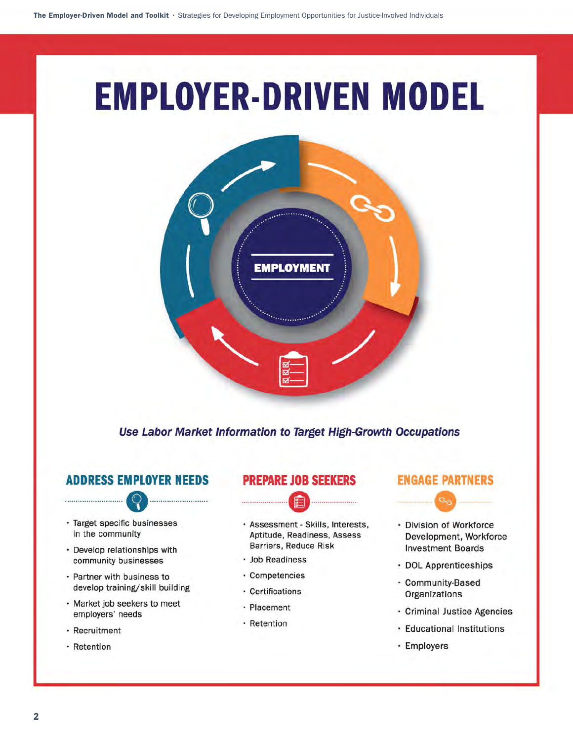# EMPLOYER-DRIVEN MODEL

EMPLOYMENT

*Use Labor Market Information to Target High-Growth Occupations*

## ADDRESS EMPLOYER NEEDS

- Target specific businesses in the community
- Develop relationships with community businesses
- Partner with business to develop training/skill building
- Market job seekers to meet employers' needs
- Recruitment
- Retention

## PREPARE JOB SEEKERS

- Assessment - Skills, Interests, Aptitude, Readiness, Assess Barriers, Reduce Risk
- Job Readiness
- Competencies
- Certifications
- Placement
- Retention

## ENGAGE PARTNERS

- Division of Workforce Development, Workforce Investment Boards
- DOL Apprenticeships
- Community-Based Organizations
- Criminal Justice Agencies
- Educational Institutions
- Employers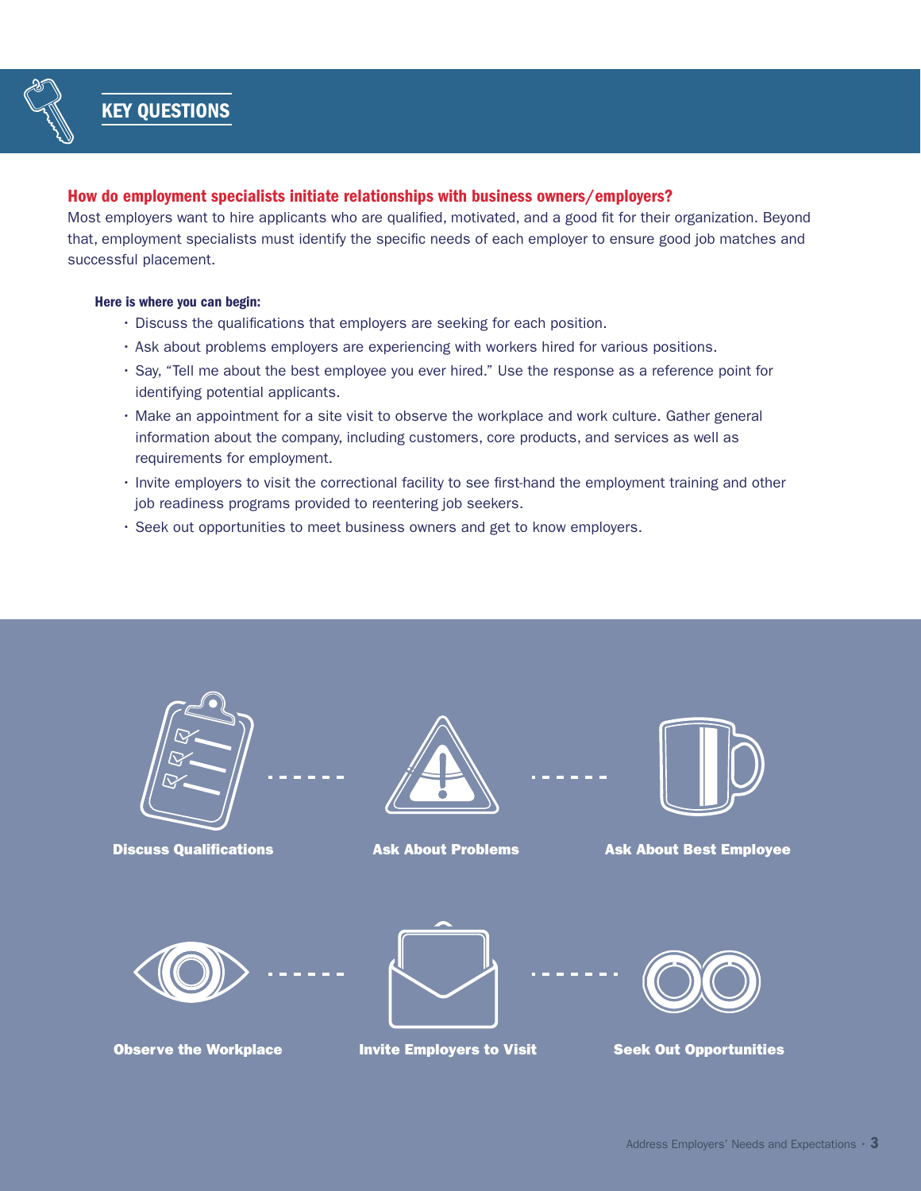## KEY QUESTIONS

### How do employment specialists initiate relationships with business owners/employers?

Most employers want to hire applicants who are qualified, motivated, and a good fit for their organization. Beyond that, employment specialists must identify the specific needs of each employer to ensure good job matches and successful placement.

**Here is where you can begin:**

- Discuss the qualifications that employers are seeking for each position.
- Ask about problems employers are experiencing with workers hired for various positions.
- Say, "Tell me about the best employee you ever hired." Use the response as a reference point for identifying potential applicants.
- Make an appointment for a site visit to observe the workplace and work culture. Gather general information about the company, including customers, core products, and services as well as requirements for employment.
- Invite employers to visit the correctional facility to see first-hand the employment training and other job readiness programs provided to reentering job seekers.
- Seek out opportunities to meet business owners and get to know employers.

Discuss Qualifications

Ask About Problems

Ask About Best Employee

Observe the Workplace

Invite Employers to Visit

Seek Out Opportunities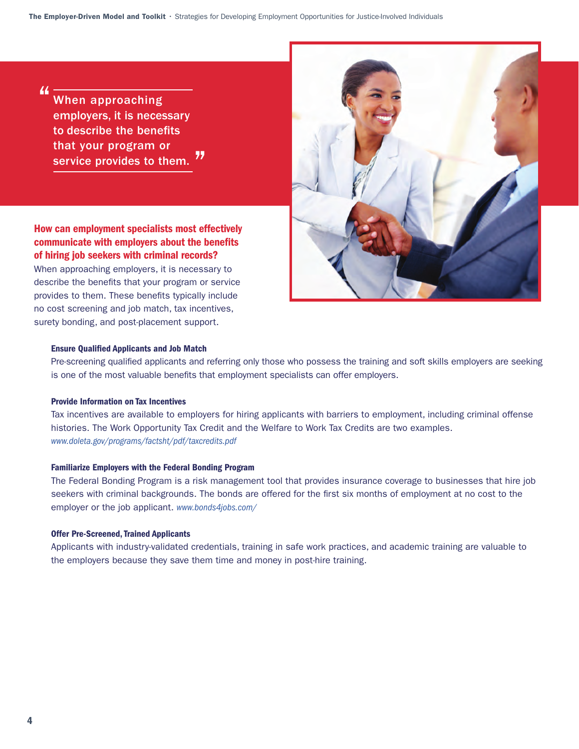> “When approaching employers, it is necessary to describe the benefits that your program or service provides to them.”

## How can employment specialists most effectively communicate with employers about the benefits of hiring job seekers with criminal records?

When approaching employers, it is necessary to describe the benefits that your program or service provides to them. These benefits typically include no cost screening and job match, tax incentives, surety bonding, and post-placement support.

### Ensure Qualified Applicants and Job Match

Pre-screening qualified applicants and referring only those who possess the training and soft skills employers are seeking is one of the most valuable benefits that employment specialists can offer employers.

### Provide Information on Tax Incentives

Tax incentives are available to employers for hiring applicants with barriers to employment, including criminal offense histories. The Work Opportunity Tax Credit and the Welfare to Work Tax Credits are two examples. *www.doleta.gov/programs/factsht/pdf/taxcredits.pdf*

### Familiarize Employers with the Federal Bonding Program

The Federal Bonding Program is a risk management tool that provides insurance coverage to businesses that hire job seekers with criminal backgrounds. The bonds are offered for the first six months of employment at no cost to the employer or the job applicant. *www.bonds4jobs.com/*

### Offer Pre-Screened, Trained Applicants

Applicants with industry-validated credentials, training in safe work practices, and academic training are valuable to the employers because they save them time and money in post-hire training.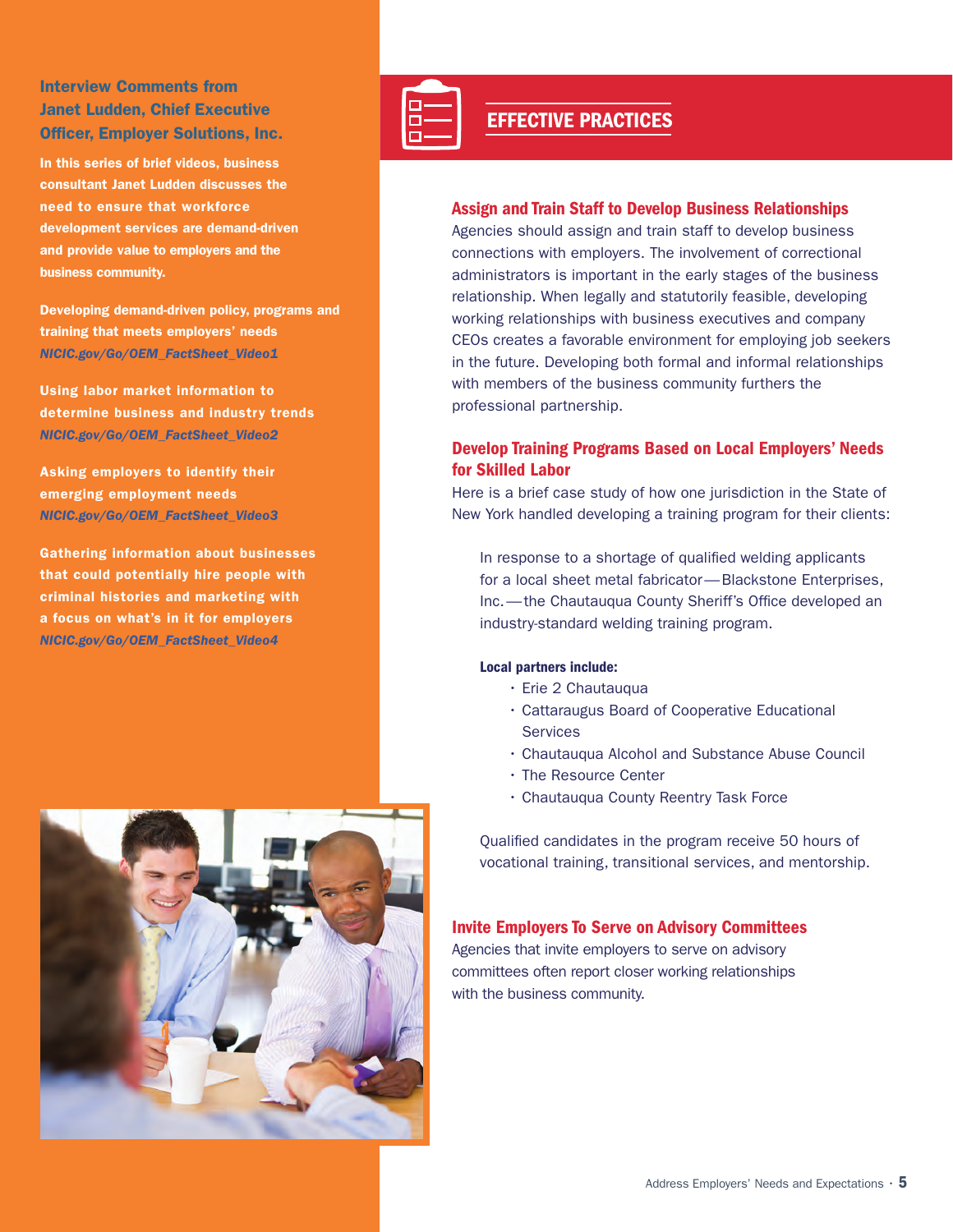### Interview Comments from Janet Ludden, Chief Executive Officer, Employer Solutions, Inc.

**In this series of brief videos, business consultant Janet Ludden discusses the need to ensure that workforce development services are demand-driven and provide value to employers and the business community.**

**Developing demand-driven policy, programs and training that meets employers' needs**
***NICIC.gov/Go/OEM_FactSheet_Video1***

**Using labor market information to determine business and industry trends**
***NICIC.gov/Go/OEM_FactSheet_Video2***

**Asking employers to identify their emerging employment needs**
***NICIC.gov/Go/OEM_FactSheet_Video3***

**Gathering information about businesses that could potentially hire people with criminal histories and marketing with a focus on what's in it for employers**
***NICIC.gov/Go/OEM_FactSheet_Video4***

## EFFECTIVE PRACTICES

### Assign and Train Staff to Develop Business Relationships

Agencies should assign and train staff to develop business connections with employers. The involvement of correctional administrators is important in the early stages of the business relationship. When legally and statutorily feasible, developing working relationships with business executives and company CEOs creates a favorable environment for employing job seekers in the future. Developing both formal and informal relationships with members of the business community furthers the professional partnership.

### Develop Training Programs Based on Local Employers' Needs for Skilled Labor

Here is a brief case study of how one jurisdiction in the State of New York handled developing a training program for their clients:

> In response to a shortage of qualified welding applicants for a local sheet metal fabricator—Blackstone Enterprises, Inc.—the Chautauqua County Sheriff's Office developed an industry-standard welding training program.
>
> **Local partners include:**
>
> - Erie 2 Chautauqua
> - Cattaraugus Board of Cooperative Educational Services
> - Chautauqua Alcohol and Substance Abuse Council
> - The Resource Center
> - Chautauqua County Reentry Task Force
>
> Qualified candidates in the program receive 50 hours of vocational training, transitional services, and mentorship.

### Invite Employers To Serve on Advisory Committees

Agencies that invite employers to serve on advisory committees often report closer working relationships with the business community.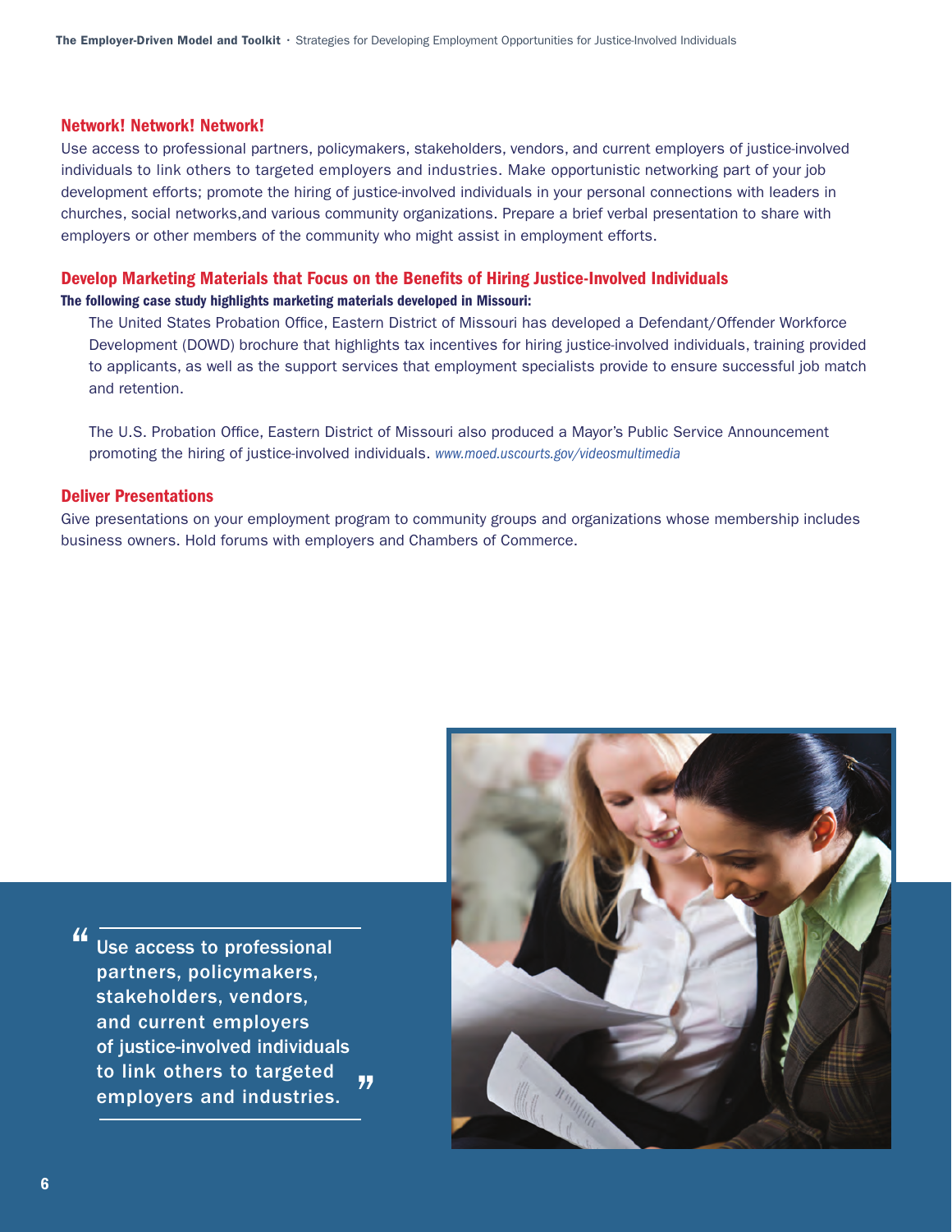## Network! Network! Network!

Use access to professional partners, policymakers, stakeholders, vendors, and current employers of justice-involved individuals to link others to targeted employers and industries. Make opportunistic networking part of your job development efforts; promote the hiring of justice-involved individuals in your personal connections with leaders in churches, social networks,and various community organizations. Prepare a brief verbal presentation to share with employers or other members of the community who might assist in employment efforts.

## Develop Marketing Materials that Focus on the Benefits of Hiring Justice-Involved Individuals

**The following case study highlights marketing materials developed in Missouri:**

The United States Probation Office, Eastern District of Missouri has developed a Defendant/Offender Workforce Development (DOWD) brochure that highlights tax incentives for hiring justice-involved individuals, training provided to applicants, as well as the support services that employment specialists provide to ensure successful job match and retention.

The U.S. Probation Office, Eastern District of Missouri also produced a Mayor's Public Service Announcement promoting the hiring of justice-involved individuals. *www.moed.uscourts.gov/videosmultimedia*

## Deliver Presentations

Give presentations on your employment program to community groups and organizations whose membership includes business owners. Hold forums with employers and Chambers of Commerce.

> "Use access to professional partners, policymakers, stakeholders, vendors, and current employers of justice-involved individuals to link others to targeted employers and industries."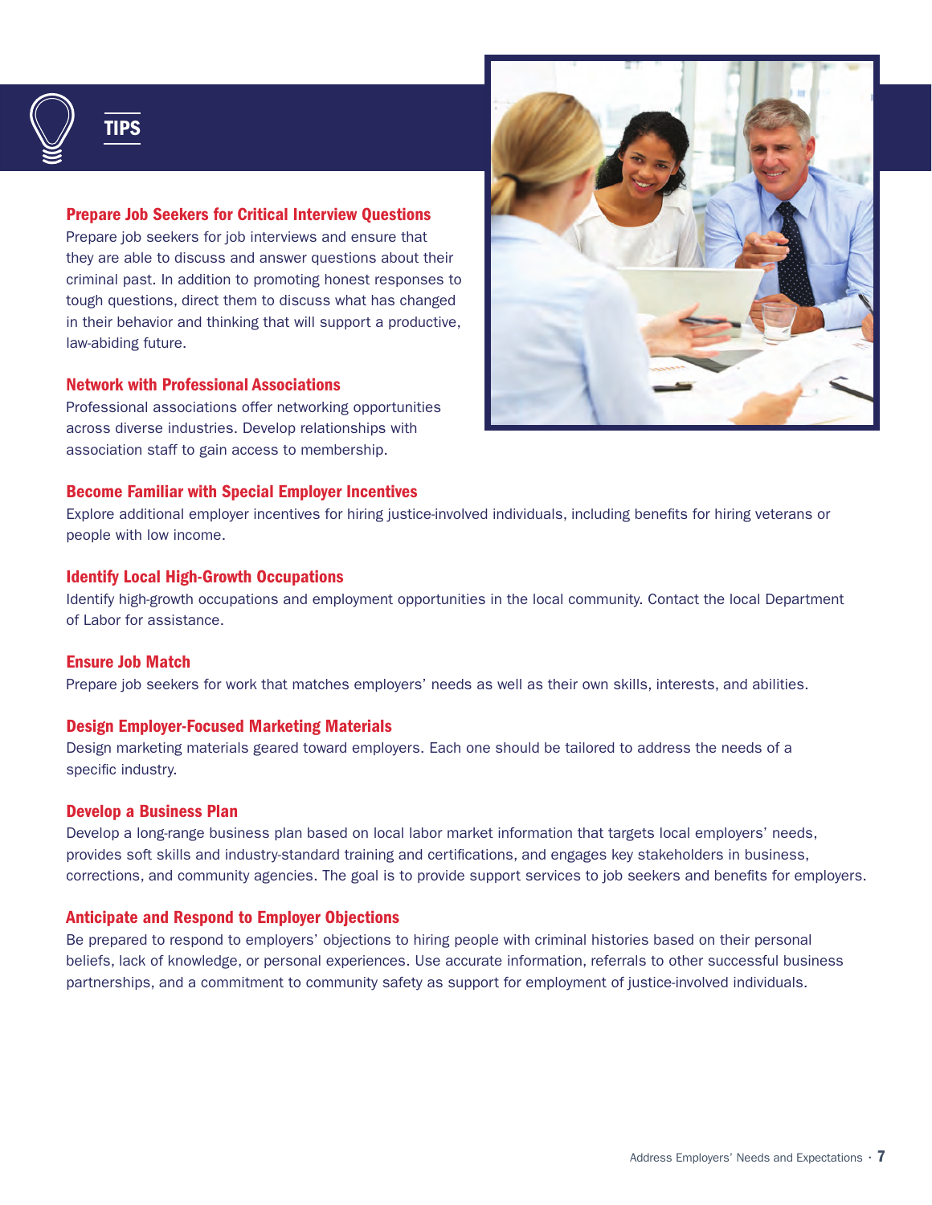## TIPS

### Prepare Job Seekers for Critical Interview Questions

Prepare job seekers for job interviews and ensure that they are able to discuss and answer questions about their criminal past. In addition to promoting honest responses to tough questions, direct them to discuss what has changed in their behavior and thinking that will support a productive, law-abiding future.

### Network with Professional Associations

Professional associations offer networking opportunities across diverse industries. Develop relationships with association staff to gain access to membership.

### Become Familiar with Special Employer Incentives

Explore additional employer incentives for hiring justice-involved individuals, including benefits for hiring veterans or people with low income.

### Identify Local High-Growth Occupations

Identify high-growth occupations and employment opportunities in the local community. Contact the local Department of Labor for assistance.

### Ensure Job Match

Prepare job seekers for work that matches employers' needs as well as their own skills, interests, and abilities.

### Design Employer-Focused Marketing Materials

Design marketing materials geared toward employers. Each one should be tailored to address the needs of a specific industry.

### Develop a Business Plan

Develop a long-range business plan based on local labor market information that targets local employers' needs, provides soft skills and industry-standard training and certifications, and engages key stakeholders in business, corrections, and community agencies. The goal is to provide support services to job seekers and benefits for employers.

### Anticipate and Respond to Employer Objections

Be prepared to respond to employers' objections to hiring people with criminal histories based on their personal beliefs, lack of knowledge, or personal experiences. Use accurate information, referrals to other successful business partnerships, and a commitment to community safety as support for employment of justice-involved individuals.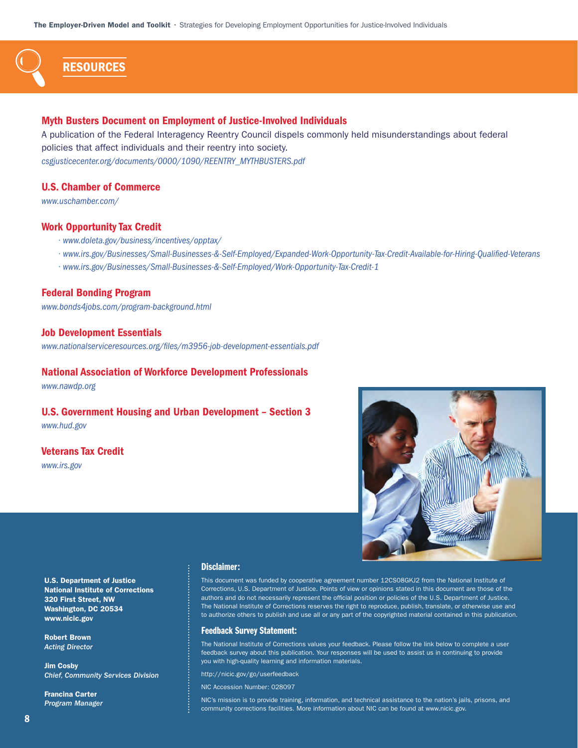# RESOURCES

### Myth Busters Document on Employment of Justice-Involved Individuals

A publication of the Federal Interagency Reentry Council dispels commonly held misunderstandings about federal policies that affect individuals and their reentry into society.

*csgjusticecenter.org/documents/0000/1090/REENTRY_MYTHBUSTERS.pdf*

### U.S. Chamber of Commerce

*www.uschamber.com/*

### Work Opportunity Tax Credit

- *www.doleta.gov/business/incentives/opptax/*
- *www.irs.gov/Businesses/Small-Businesses-&-Self-Employed/Expanded-Work-Opportunity-Tax-Credit-Available-for-Hiring-Qualified-Veterans*
- *www.irs.gov/Businesses/Small-Businesses-&-Self-Employed/Work-Opportunity-Tax-Credit-1*

### Federal Bonding Program

*www.bonds4jobs.com/program-background.html*

### Job Development Essentials

*www.nationalserviceresources.org/files/m3956-job-development-essentials.pdf*

### National Association of Workforce Development Professionals

*www.nawdp.org*

### U.S. Government Housing and Urban Development – Section 3

*www.hud.gov*

### Veterans Tax Credit

*www.irs.gov*

**U.S. Department of Justice**
**National Institute of Corrections**
**320 First Street, NW**
**Washington, DC 20534**
**www.nicic.gov**

**Robert Brown**
*Acting Director*

**Jim Cosby**
*Chief, Community Services Division*

**Francina Carter**
*Program Manager*

### Disclaimer:

This document was funded by cooperative agreement number 12CS08GKJ2 from the National Institute of Corrections, U.S. Department of Justice. Points of view or opinions stated in this document are those of the authors and do not necessarily represent the official position or policies of the U.S. Department of Justice. The National Institute of Corrections reserves the right to reproduce, publish, translate, or otherwise use and to authorize others to publish and use all or any part of the copyrighted material contained in this publication.

### Feedback Survey Statement:

The National Institute of Corrections values your feedback. Please follow the link below to complete a user feedback survey about this publication. Your responses will be used to assist us in continuing to provide you with high-quality learning and information materials.

http://nicic.gov/go/userfeedback

NIC Accession Number: 028097

NIC's mission is to provide training, information, and technical assistance to the nation's jails, prisons, and community corrections facilities. More information about NIC can be found at www.nicic.gov.